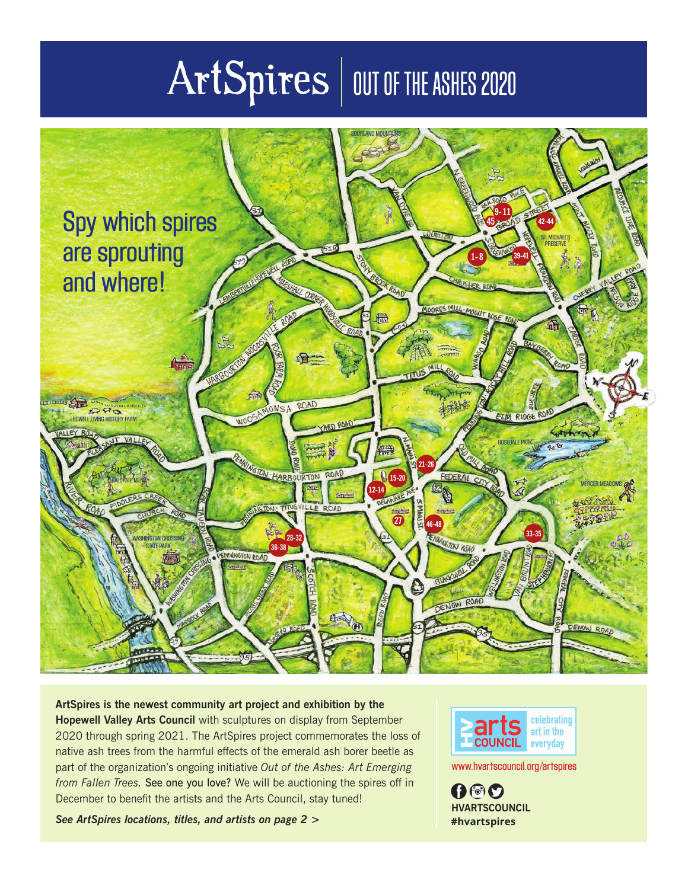# ArtSpires | OUT OF THE ASHES 2020

## Spy which spires are sprouting and where!

**ArtSpires is the newest community art project and exhibition by the Hopewell Valley Arts Council** with sculptures on display from September 2020 through spring 2021. The ArtSpires project commemorates the loss of native ash trees from the harmful effects of the emerald ash borer beetle as part of the organization's ongoing initiative *Out of the Ashes: Art Emerging from Fallen Trees.* See one you love? We will be auctioning the spires off in December to benefit the artists and the Arts Council, stay tuned!

***See ArtSpires locations, titles, and artists on page 2 >***

HV arts COUNCIL celebrating art in the everyday

www.hvartscouncil.org/artspires

**HVARTSCOUNCIL**
**#hvartspires**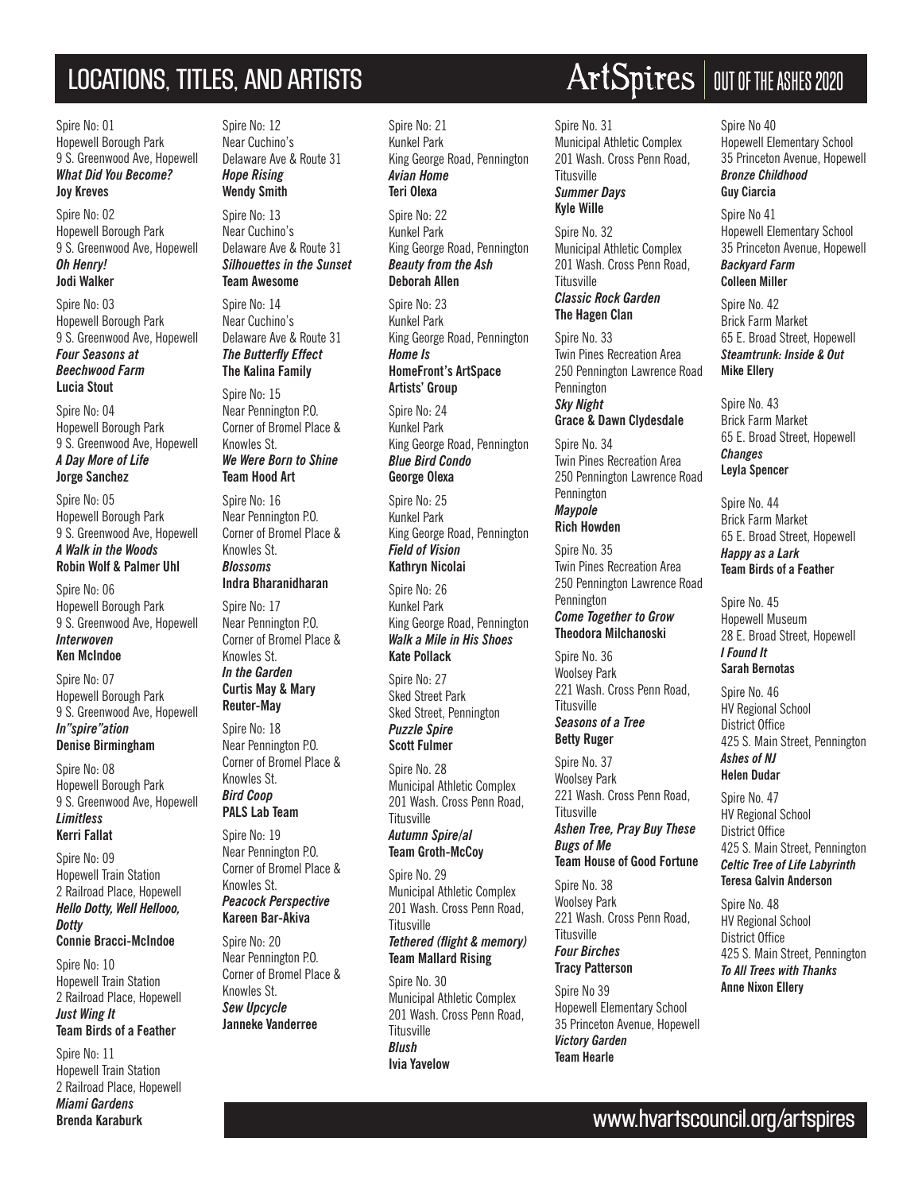# LOCATIONS, TITLES, AND ARTISTS

ArtSpires | OUT OF THE ASHES 2020

Spire No: 01
Hopewell Borough Park
9 S. Greenwood Ave, Hopewell
***What Did You Become?***
**Joy Kreves**

Spire No: 02
Hopewell Borough Park
9 S. Greenwood Ave, Hopewell
***Oh Henry!***
**Jodi Walker**

Spire No: 03
Hopewell Borough Park
9 S. Greenwood Ave, Hopewell
***Four Seasons at Beechwood Farm***
**Lucia Stout**

Spire No: 04
Hopewell Borough Park
9 S. Greenwood Ave, Hopewell
***A Day More of Life***
**Jorge Sanchez**

Spire No: 05
Hopewell Borough Park
9 S. Greenwood Ave, Hopewell
***A Walk in the Woods***
**Robin Wolf & Palmer Uhl**

Spire No: 06
Hopewell Borough Park
9 S. Greenwood Ave, Hopewell
***Interwoven***
**Ken McIndoe**

Spire No: 07
Hopewell Borough Park
9 S. Greenwood Ave, Hopewell
***In"spire"ation***
**Denise Birmingham**

Spire No: 08
Hopewell Borough Park
9 S. Greenwood Ave, Hopewell
***Limitless***
**Kerri Fallat**

Spire No: 09
Hopewell Train Station
2 Railroad Place, Hopewell
***Hello Dotty, Well Hellooo, Dotty***
**Connie Bracci-McIndoe**

Spire No: 10
Hopewell Train Station
2 Railroad Place, Hopewell
***Just Wing It***
**Team Birds of a Feather**

Spire No: 11
Hopewell Train Station
2 Railroad Place, Hopewell
***Miami Gardens***
**Brenda Karaburk**

Spire No: 12
Near Cuchino's
Delaware Ave & Route 31
***Hope Rising***
**Wendy Smith**

Spire No: 13
Near Cuchino's
Delaware Ave & Route 31
***Silhouettes in the Sunset***
**Team Awesome**

Spire No: 14
Near Cuchino's
Delaware Ave & Route 31
***The Butterfly Effect***
**The Kalina Family**

Spire No: 15
Near Pennington P.O.
Corner of Bromel Place & Knowles St.
***We Were Born to Shine***
**Team Hood Art**

Spire No: 16
Near Pennington P.O.
Corner of Bromel Place & Knowles St.
***Blossoms***
**Indra Bharanidharan**

Spire No: 17
Near Pennington P.O.
Corner of Bromel Place & Knowles St.
***In the Garden***
**Curtis May & Mary Reuter-May**

Spire No: 18
Near Pennington P.O.
Corner of Bromel Place & Knowles St.
***Bird Coop***
**PALS Lab Team**

Spire No: 19
Near Pennington P.O.
Corner of Bromel Place & Knowles St.
***Peacock Perspective***
**Kareen Bar-Akiva**

Spire No: 20
Near Pennington P.O.
Corner of Bromel Place & Knowles St.
***Sew Upcycle***
**Janneke Vanderree**

Spire No: 21
Kunkel Park
King George Road, Pennington
***Avian Home***
**Teri Olexa**

Spire No: 22
Kunkel Park
King George Road, Pennington
***Beauty from the Ash***
**Deborah Allen**

Spire No: 23
Kunkel Park
King George Road, Pennington
***Home Is***
**HomeFront's ArtSpace Artists' Group**

Spire No: 24
Kunkel Park
King George Road, Pennington
***Blue Bird Condo***
**George Olexa**

Spire No: 25
Kunkel Park
King George Road, Pennington
***Field of Vision***
**Kathryn Nicolai**

Spire No: 26
Kunkel Park
King George Road, Pennington
***Walk a Mile in His Shoes***
**Kate Pollack**

Spire No: 27
Sked Street Park
Sked Street, Pennington
***Puzzle Spire***
**Scott Fulmer**

Spire No. 28
Municipal Athletic Complex
201 Wash. Cross Penn Road, Titusville
***Autumn Spire/al***
**Team Groth-McCoy**

Spire No. 29
Municipal Athletic Complex
201 Wash. Cross Penn Road, Titusville
***Tethered (flight & memory)***
**Team Mallard Rising**

Spire No. 30
Municipal Athletic Complex
201 Wash. Cross Penn Road, Titusville
***Blush***
**Ivia Yavelow**

Spire No. 31
Municipal Athletic Complex
201 Wash. Cross Penn Road, Titusville
***Summer Days***
**Kyle Wille**

Spire No. 32
Municipal Athletic Complex
201 Wash. Cross Penn Road, Titusville
***Classic Rock Garden***
**The Hagen Clan**

Spire No. 33
Twin Pines Recreation Area
250 Pennington Lawrence Road Pennington
***Sky Night***
**Grace & Dawn Clydesdale**

Spire No. 34
Twin Pines Recreation Area
250 Pennington Lawrence Road Pennington
***Maypole***
**Rich Howden**

Spire No. 35
Twin Pines Recreation Area
250 Pennington Lawrence Road Pennington
***Come Together to Grow***
**Theodora Milchanoski**

Spire No. 36
Woolsey Park
221 Wash. Cross Penn Road, Titusville
***Seasons of a Tree***
**Betty Ruger**

Spire No. 37
Woolsey Park
221 Wash. Cross Penn Road, Titusville
***Ashen Tree, Pray Buy These Bugs of Me***
**Team House of Good Fortune**

Spire No. 38
Woolsey Park
221 Wash. Cross Penn Road, Titusville
***Four Birches***
**Tracy Patterson**

Spire No 39
Hopewell Elementary School
35 Princeton Avenue, Hopewell
***Victory Garden***
**Team Hearle**

Spire No 40
Hopewell Elementary School
35 Princeton Avenue, Hopewell
***Bronze Childhood***
**Guy Ciarcia**

Spire No 41
Hopewell Elementary School
35 Princeton Avenue, Hopewell
***Backyard Farm***
**Colleen Miller**

Spire No. 42
Brick Farm Market
65 E. Broad Street, Hopewell
***Steamtrunk: Inside & Out***
**Mike Ellery**

Spire No. 43
Brick Farm Market
65 E. Broad Street, Hopewell
***Changes***
**Leyla Spencer**

Spire No. 44
Brick Farm Market
65 E. Broad Street, Hopewell
***Happy as a Lark***
**Team Birds of a Feather**

Spire No. 45
Hopewell Museum
28 E. Broad Street, Hopewell
***I Found It***
**Sarah Bernotas**

Spire No. 46
HV Regional School District Office
425 S. Main Street, Pennington
***Ashes of NJ***
**Helen Dudar**

Spire No. 47
HV Regional School District Office
425 S. Main Street, Pennington
***Celtic Tree of Life Labyrinth***
**Teresa Galvin Anderson**

Spire No. 48
HV Regional School District Office
425 S. Main Street, Pennington
***To All Trees with Thanks***
**Anne Nixon Ellery**

www.hvartscouncil.org/artspires